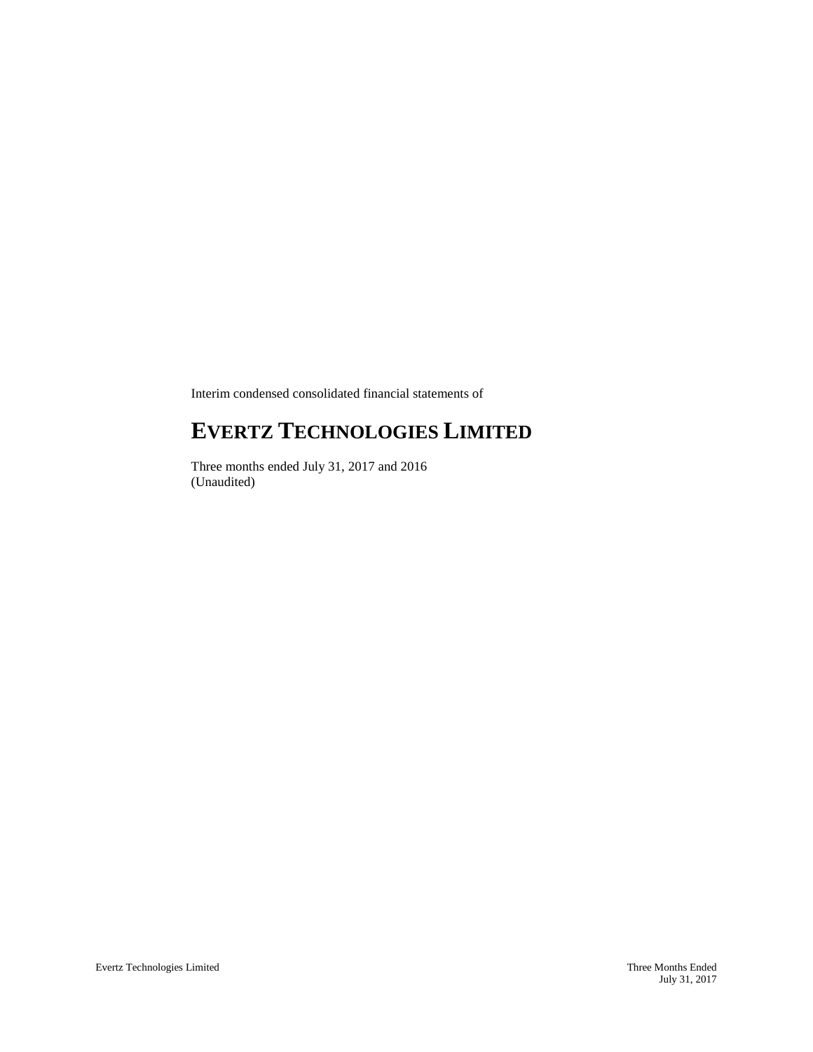Interim condensed consolidated financial statements of

# EVERTZ TECHNOLOGIES LIMITED

Three months ended July 31, 2017 and 2016
(Unaudited)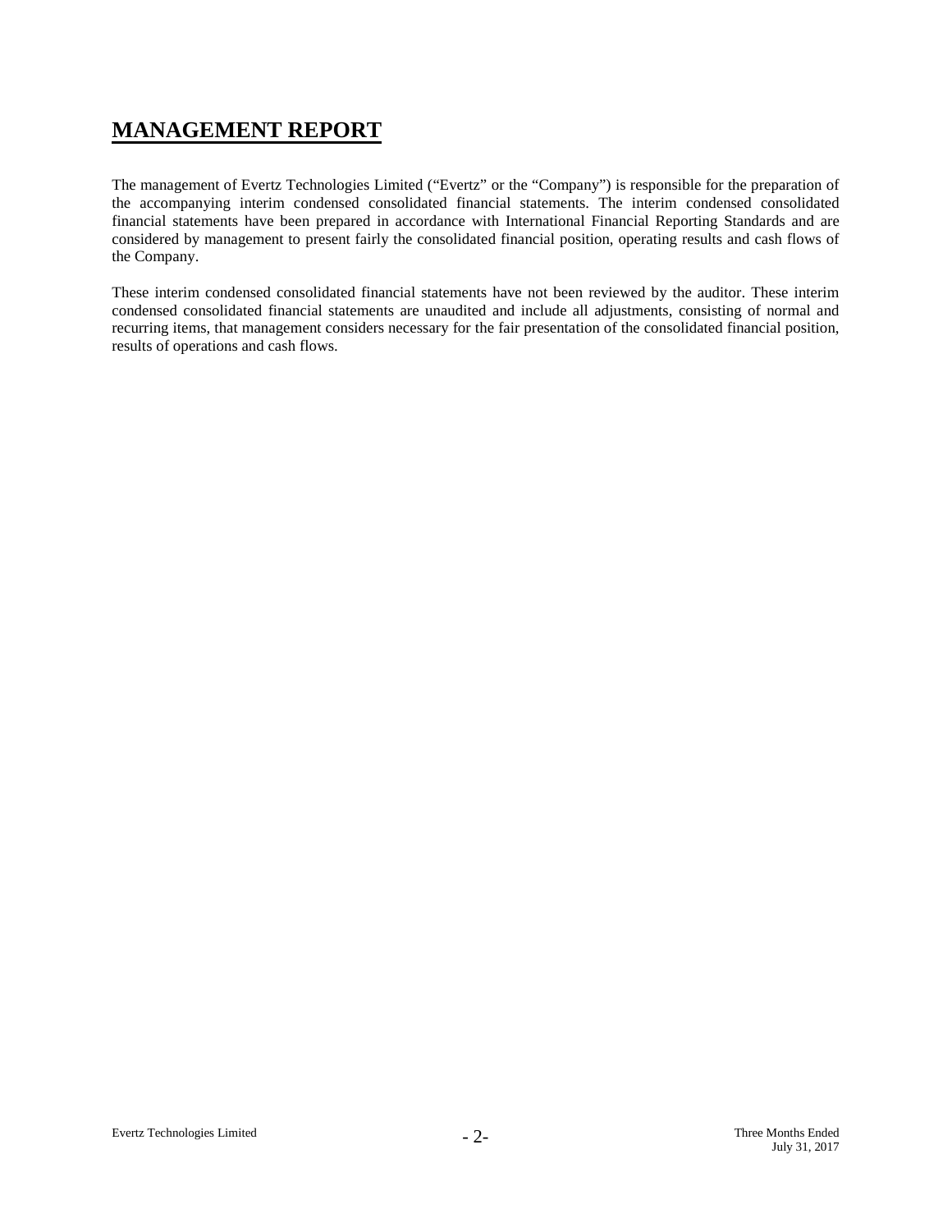# MANAGEMENT REPORT

The management of Evertz Technologies Limited ("Evertz" or the "Company") is responsible for the preparation of the accompanying interim condensed consolidated financial statements. The interim condensed consolidated financial statements have been prepared in accordance with International Financial Reporting Standards and are considered by management to present fairly the consolidated financial position, operating results and cash flows of the Company.

These interim condensed consolidated financial statements have not been reviewed by the auditor. These interim condensed consolidated financial statements are unaudited and include all adjustments, consisting of normal and recurring items, that management considers necessary for the fair presentation of the consolidated financial position, results of operations and cash flows.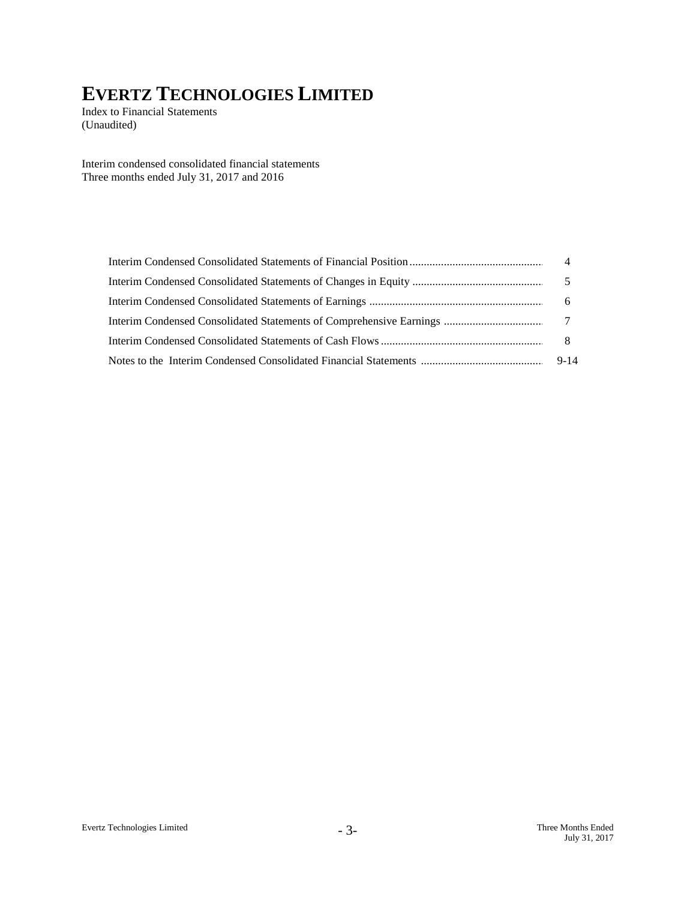# EVERTZ TECHNOLOGIES LIMITED

Index to Financial Statements
(Unaudited)

Interim condensed consolidated financial statements
Three months ended July 31, 2017 and 2016

| | |
|---|---|
| Interim Condensed Consolidated Statements of Financial Position | 4 |
| Interim Condensed Consolidated Statements of Changes in Equity | 5 |
| Interim Condensed Consolidated Statements of Earnings | 6 |
| Interim Condensed Consolidated Statements of Comprehensive Earnings | 7 |
| Interim Condensed Consolidated Statements of Cash Flows | 8 |
| Notes to the Interim Condensed Consolidated Financial Statements | 9-14 |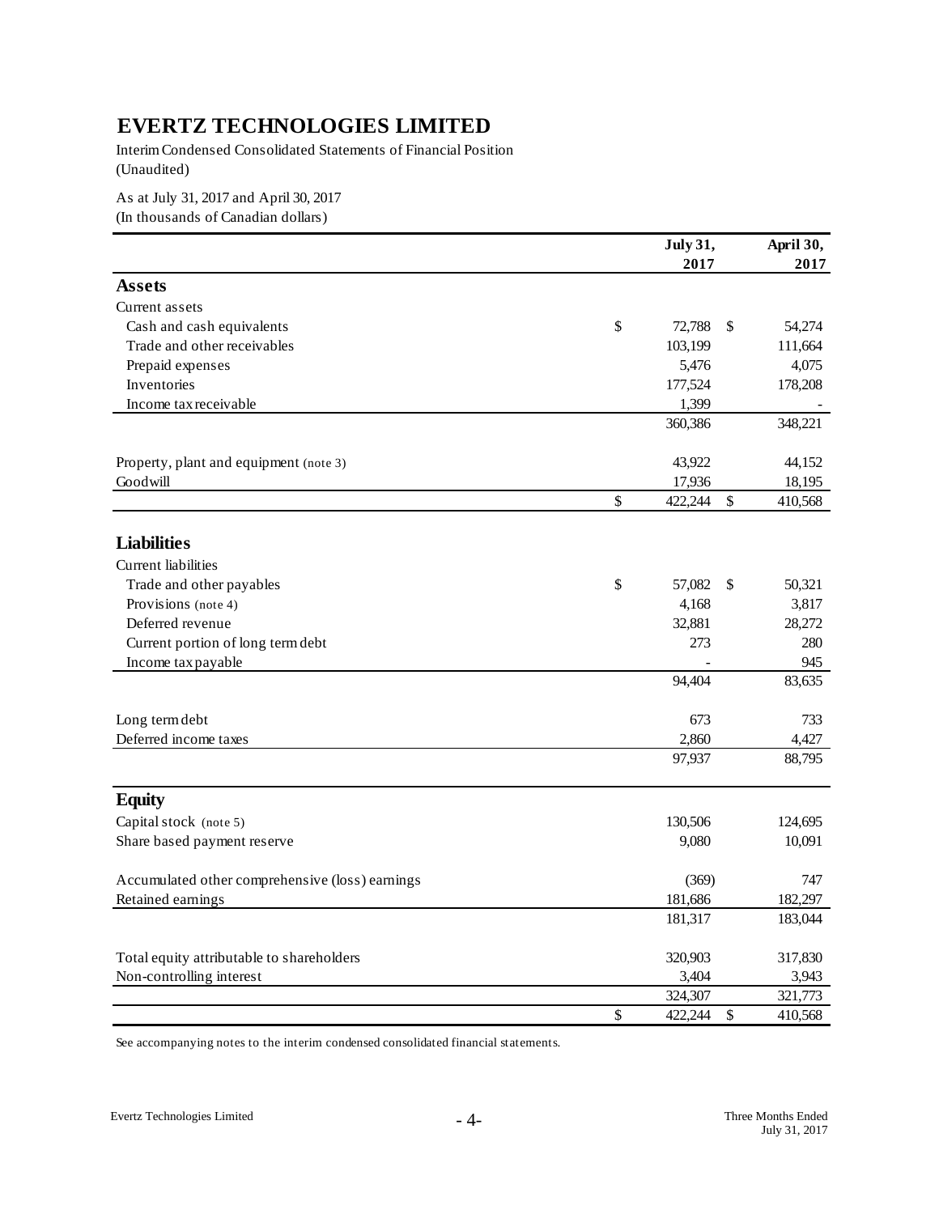# EVERTZ TECHNOLOGIES LIMITED

Interim Condensed Consolidated Statements of Financial Position
(Unaudited)

As at July 31, 2017 and April 30, 2017
(In thousands of Canadian dollars)

| | July 31, 2017 | April 30, 2017 |
|---|---|---|
| **Assets** | | |
| Current assets | | |
| Cash and cash equivalents | $ 72,788 | $ 54,274 |
| Trade and other receivables | 103,199 | 111,664 |
| Prepaid expenses | 5,476 | 4,075 |
| Inventories | 177,524 | 178,208 |
| Income tax receivable | 1,399 | - |
| | 360,386 | 348,221 |
| Property, plant and equipment (note 3) | 43,922 | 44,152 |
| Goodwill | 17,936 | 18,195 |
| | $ 422,244 | $ 410,568 |
| **Liabilities** | | |
| Current liabilities | | |
| Trade and other payables | $ 57,082 | $ 50,321 |
| Provisions (note 4) | 4,168 | 3,817 |
| Deferred revenue | 32,881 | 28,272 |
| Current portion of long term debt | 273 | 280 |
| Income tax payable | - | 945 |
| | 94,404 | 83,635 |
| Long term debt | 673 | 733 |
| Deferred income taxes | 2,860 | 4,427 |
| | 97,937 | 88,795 |
| **Equity** | | |
| Capital stock (note 5) | 130,506 | 124,695 |
| Share based payment reserve | 9,080 | 10,091 |
| Accumulated other comprehensive (loss) earnings | (369) | 747 |
| Retained earnings | 181,686 | 182,297 |
| | 181,317 | 183,044 |
| Total equity attributable to shareholders | 320,903 | 317,830 |
| Non-controlling interest | 3,404 | 3,943 |
| | 324,307 | 321,773 |
| | $ 422,244 | $ 410,568 |

See accompanying notes to the interim condensed consolidated financial statements.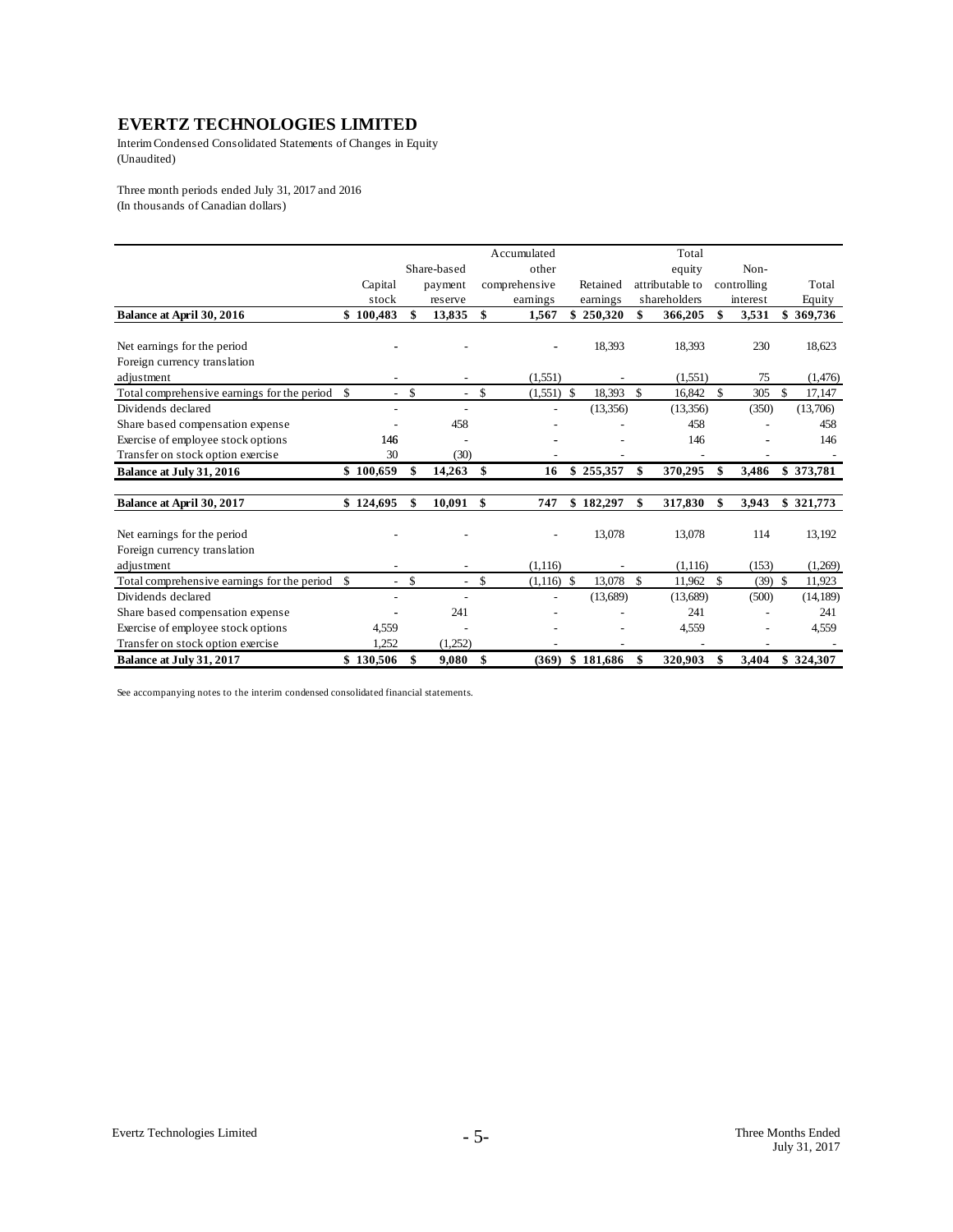# EVERTZ TECHNOLOGIES LIMITED

Interim Condensed Consolidated Statements of Changes in Equity
(Unaudited)

Three month periods ended July 31, 2017 and 2016
(In thousands of Canadian dollars)

| | Capital stock | Share-based payment reserve | Accumulated other comprehensive earnings | Retained earnings | Total equity attributable to shareholders | Non-controlling interest | Total Equity |
|---|---|---|---|---|---|---|---|
| **Balance at April 30, 2016** | **$ 100,483** | **$ 13,835** | **$ 1,567** | **$ 250,320** | **$ 366,205** | **$ 3,531** | **$ 369,736** |
| Net earnings for the period | - | - | - | 18,393 | 18,393 | 230 | 18,623 |
| Foreign currency translation adjustment | - | - | (1,551) | - | (1,551) | 75 | (1,476) |
| Total comprehensive earnings for the period | $ - | $ - | $ (1,551) | $ 18,393 | $ 16,842 | $ 305 | $ 17,147 |
| Dividends declared | - | - | - | (13,356) | (13,356) | (350) | (13,706) |
| Share based compensation expense | - | 458 | - | - | 458 | - | 458 |
| Exercise of employee stock options | 146 | - | - | - | 146 | - | 146 |
| Transfer on stock option exercise | 30 | (30) | - | - | - | - | - |
| **Balance at July 31, 2016** | **$ 100,659** | **$ 14,263** | **$ 16** | **$ 255,357** | **$ 370,295** | **$ 3,486** | **$ 373,781** |
| **Balance at April 30, 2017** | **$ 124,695** | **$ 10,091** | **$ 747** | **$ 182,297** | **$ 317,830** | **$ 3,943** | **$ 321,773** |
| Net earnings for the period | - | - | - | 13,078 | 13,078 | 114 | 13,192 |
| Foreign currency translation adjustment | - | - | (1,116) | - | (1,116) | (153) | (1,269) |
| Total comprehensive earnings for the period | $ - | $ - | $ (1,116) | $ 13,078 | $ 11,962 | $ (39) | $ 11,923 |
| Dividends declared | - | - | - | (13,689) | (13,689) | (500) | (14,189) |
| Share based compensation expense | - | 241 | - | - | 241 | - | 241 |
| Exercise of employee stock options | 4,559 | - | - | - | 4,559 | - | 4,559 |
| Transfer on stock option exercise | 1,252 | (1,252) | - | - | - | - | - |
| **Balance at July 31, 2017** | **$ 130,506** | **$ 9,080** | **$ (369)** | **$ 181,686** | **$ 320,903** | **$ 3,404** | **$ 324,307** |

See accompanying notes to the interim condensed consolidated financial statements.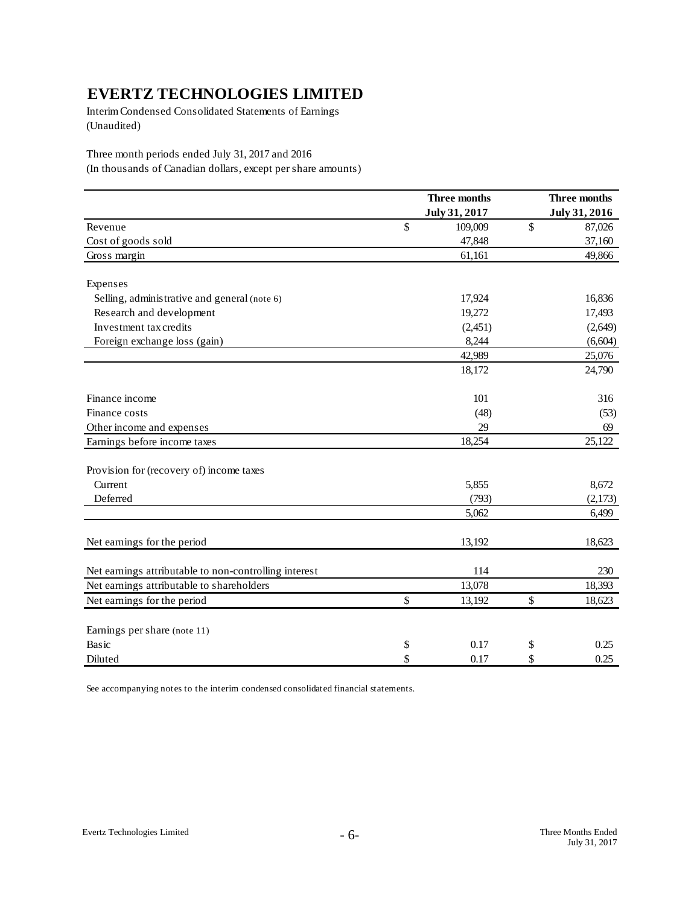# EVERTZ TECHNOLOGIES LIMITED

Interim Condensed Consolidated Statements of Earnings
(Unaudited)

Three month periods ended July 31, 2017 and 2016
(In thousands of Canadian dollars, except per share amounts)

| | Three months July 31, 2017 | Three months July 31, 2016 |
|---|---|---|
| Revenue | $ 109,009 | $ 87,026 |
| Cost of goods sold | 47,848 | 37,160 |
| Gross margin | 61,161 | 49,866 |
| | | |
| Expenses | | |
| Selling, administrative and general (note 6) | 17,924 | 16,836 |
| Research and development | 19,272 | 17,493 |
| Investment tax credits | (2,451) | (2,649) |
| Foreign exchange loss (gain) | 8,244 | (6,604) |
| | 42,989 | 25,076 |
| | 18,172 | 24,790 |
| | | |
| Finance income | 101 | 316 |
| Finance costs | (48) | (53) |
| Other income and expenses | 29 | 69 |
| Earnings before income taxes | 18,254 | 25,122 |
| | | |
| Provision for (recovery of) income taxes | | |
| Current | 5,855 | 8,672 |
| Deferred | (793) | (2,173) |
| | 5,062 | 6,499 |
| | | |
| Net earnings for the period | 13,192 | 18,623 |
| | | |
| Net earnings attributable to non-controlling interest | 114 | 230 |
| Net earnings attributable to shareholders | 13,078 | 18,393 |
| Net earnings for the period | $ 13,192 | $ 18,623 |
| | | |
| Earnings per share (note 11) | | |
| Basic | $ 0.17 | $ 0.25 |
| Diluted | $ 0.17 | $ 0.25 |

See accompanying notes to the interim condensed consolidated financial statements.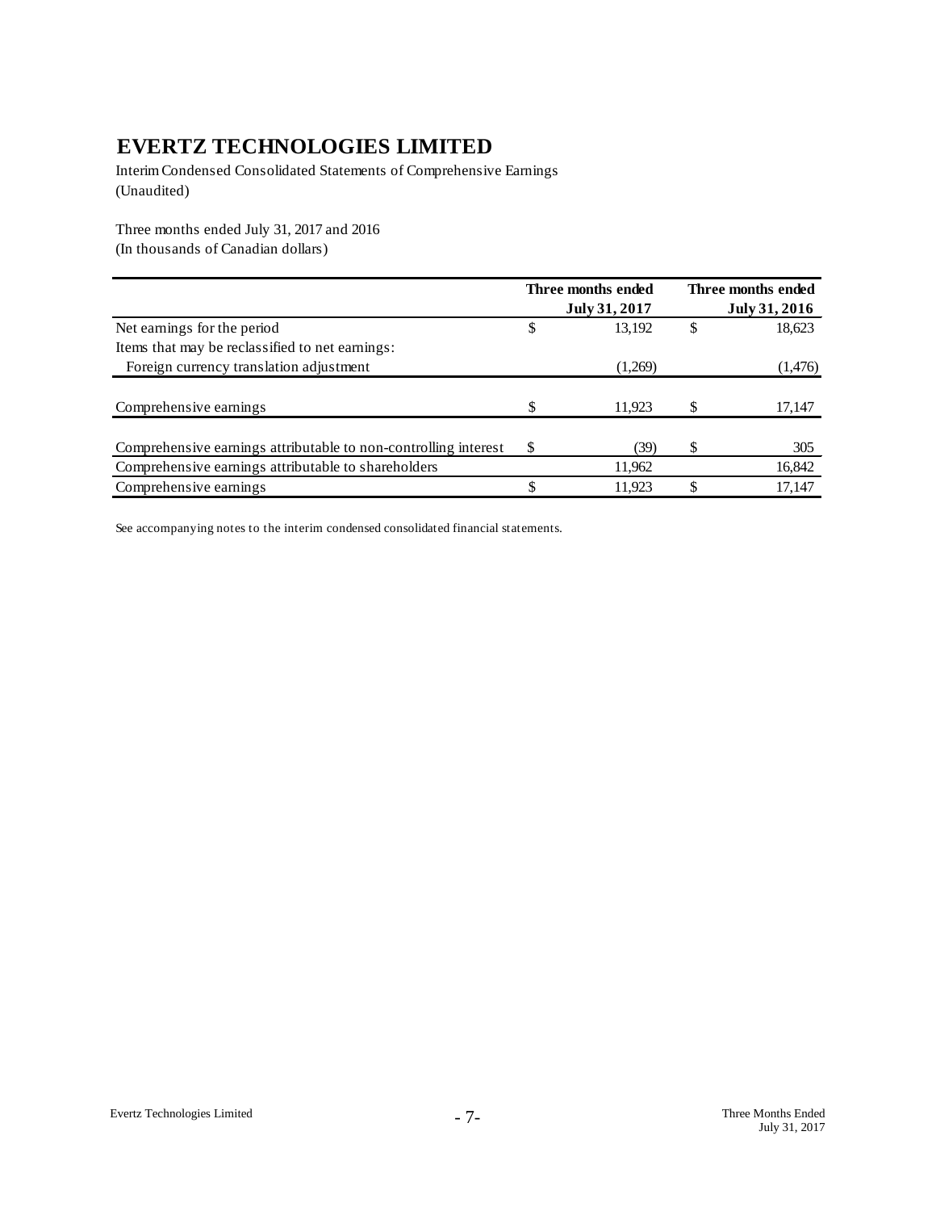# EVERTZ TECHNOLOGIES LIMITED

Interim Condensed Consolidated Statements of Comprehensive Earnings
(Unaudited)

Three months ended July 31, 2017 and 2016
(In thousands of Canadian dollars)

| | Three months ended July 31, 2017 | Three months ended July 31, 2016 |
|---|---|---|
| Net earnings for the period | $ 13,192 | $ 18,623 |
| Items that may be reclassified to net earnings: | | |
| Foreign currency translation adjustment | (1,269) | (1,476) |
| Comprehensive earnings | $ 11,923 | $ 17,147 |
| Comprehensive earnings attributable to non-controlling interest | $ (39) | $ 305 |
| Comprehensive earnings attributable to shareholders | 11,962 | 16,842 |
| Comprehensive earnings | $ 11,923 | $ 17,147 |

See accompanying notes to the interim condensed consolidated financial statements.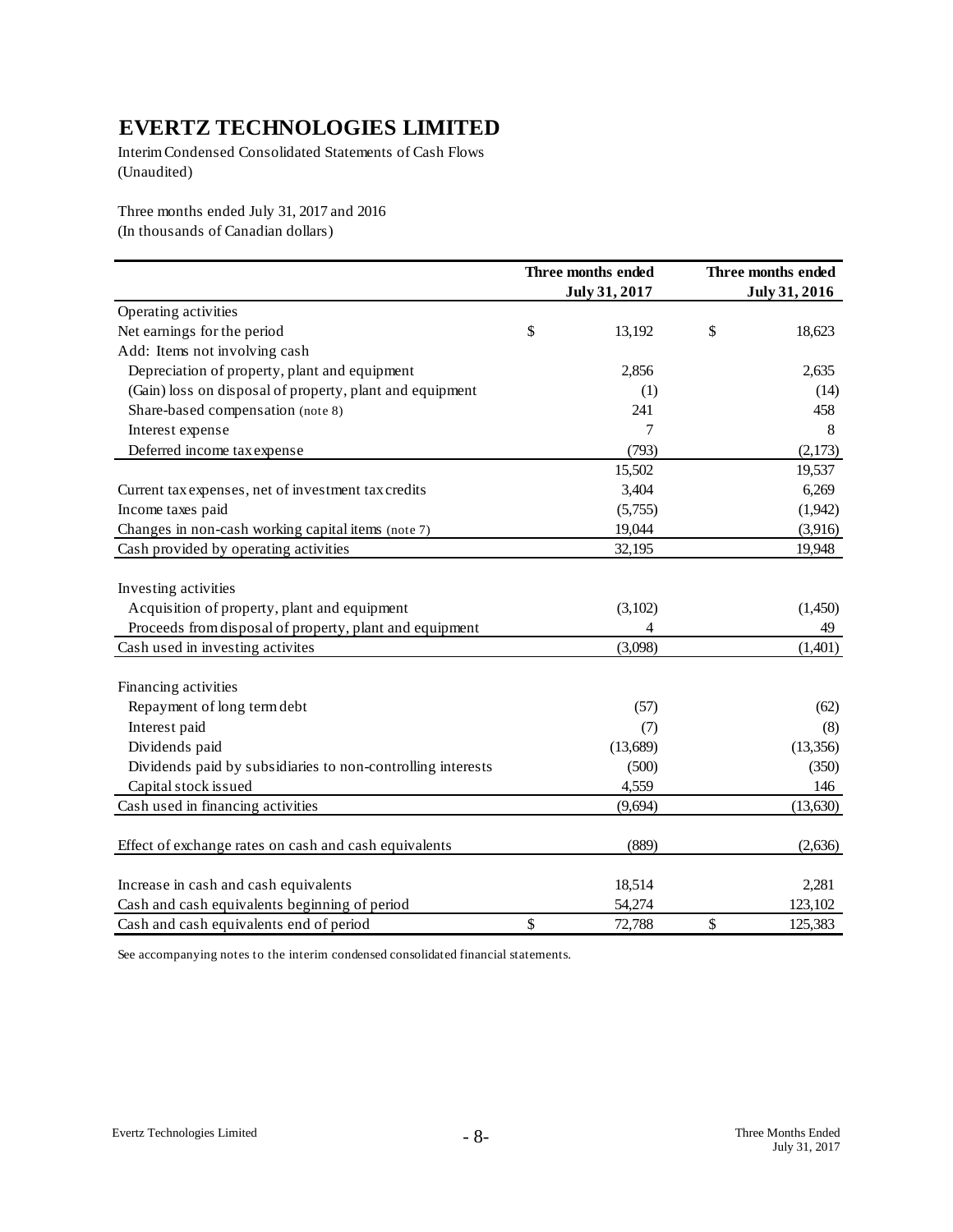# EVERTZ TECHNOLOGIES LIMITED

Interim Condensed Consolidated Statements of Cash Flows
(Unaudited)

Three months ended July 31, 2017 and 2016
(In thousands of Canadian dollars)

| | Three months ended July 31, 2017 | Three months ended July 31, 2016 |
|---|---|---|
| Operating activities | | |
| Net earnings for the period | $ 13,192 | $ 18,623 |
| Add: Items not involving cash | | |
| Depreciation of property, plant and equipment | 2,856 | 2,635 |
| (Gain) loss on disposal of property, plant and equipment | (1) | (14) |
| Share-based compensation (note 8) | 241 | 458 |
| Interest expense | 7 | 8 |
| Deferred income tax expense | (793) | (2,173) |
| | 15,502 | 19,537 |
| Current tax expenses, net of investment tax credits | 3,404 | 6,269 |
| Income taxes paid | (5,755) | (1,942) |
| Changes in non-cash working capital items (note 7) | 19,044 | (3,916) |
| Cash provided by operating activities | 32,195 | 19,948 |
| | | |
| Investing activities | | |
| Acquisition of property, plant and equipment | (3,102) | (1,450) |
| Proceeds from disposal of property, plant and equipment | 4 | 49 |
| Cash used in investing activites | (3,098) | (1,401) |
| | | |
| Financing activities | | |
| Repayment of long term debt | (57) | (62) |
| Interest paid | (7) | (8) |
| Dividends paid | (13,689) | (13,356) |
| Dividends paid by subsidiaries to non-controlling interests | (500) | (350) |
| Capital stock issued | 4,559 | 146 |
| Cash used in financing activities | (9,694) | (13,630) |
| | | |
| Effect of exchange rates on cash and cash equivalents | (889) | (2,636) |
| | | |
| Increase in cash and cash equivalents | 18,514 | 2,281 |
| Cash and cash equivalents beginning of period | 54,274 | 123,102 |
| Cash and cash equivalents end of period | $ 72,788 | $ 125,383 |

See accompanying notes to the interim condensed consolidated financial statements.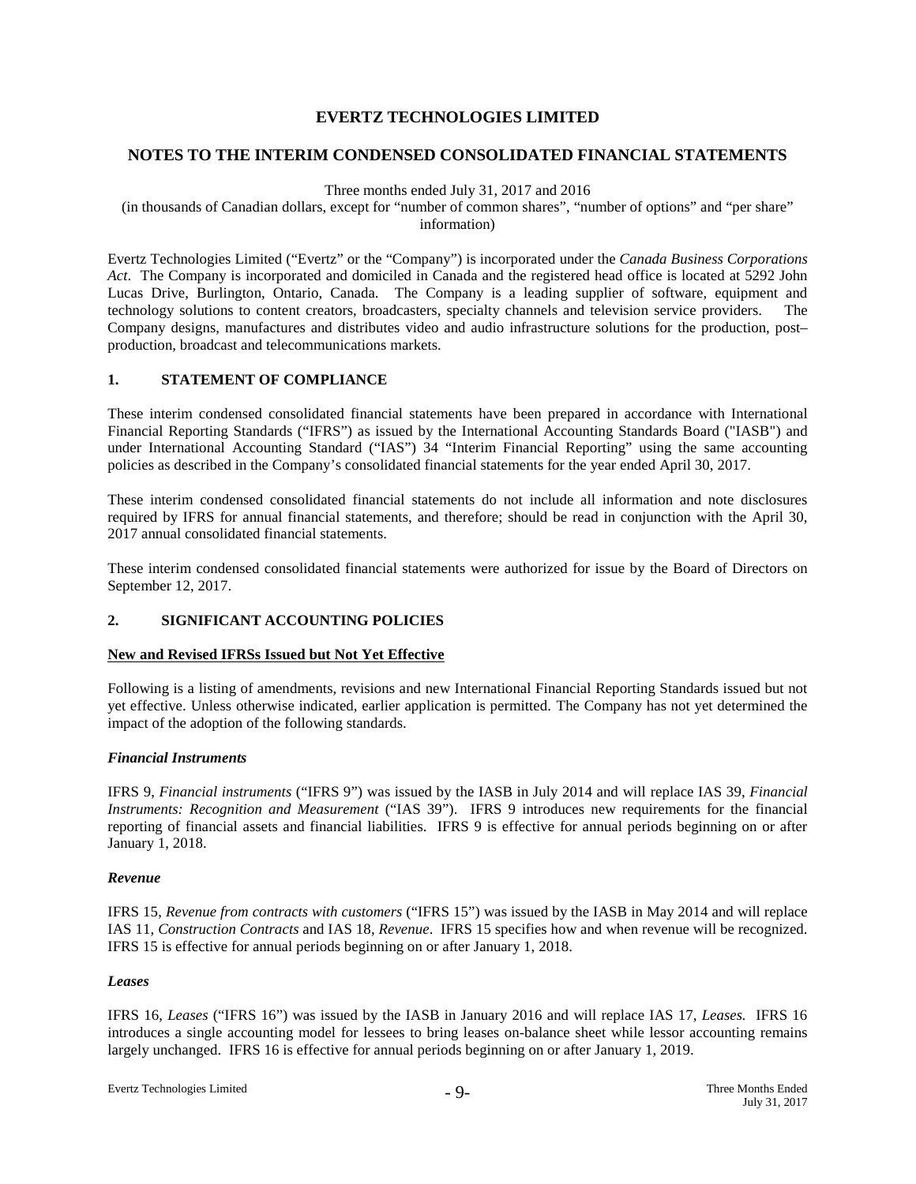# EVERTZ TECHNOLOGIES LIMITED

## NOTES TO THE INTERIM CONDENSED CONSOLIDATED FINANCIAL STATEMENTS

Three months ended July 31, 2017 and 2016

(in thousands of Canadian dollars, except for "number of common shares", "number of options" and "per share" information)

Evertz Technologies Limited ("Evertz" or the "Company") is incorporated under the *Canada Business Corporations Act*. The Company is incorporated and domiciled in Canada and the registered head office is located at 5292 John Lucas Drive, Burlington, Ontario, Canada. The Company is a leading supplier of software, equipment and technology solutions to content creators, broadcasters, specialty channels and television service providers. The Company designs, manufactures and distributes video and audio infrastructure solutions for the production, post–production, broadcast and telecommunications markets.

### 1. STATEMENT OF COMPLIANCE

These interim condensed consolidated financial statements have been prepared in accordance with International Financial Reporting Standards ("IFRS") as issued by the International Accounting Standards Board ("IASB") and under International Accounting Standard ("IAS") 34 "Interim Financial Reporting" using the same accounting policies as described in the Company's consolidated financial statements for the year ended April 30, 2017.

These interim condensed consolidated financial statements do not include all information and note disclosures required by IFRS for annual financial statements, and therefore; should be read in conjunction with the April 30, 2017 annual consolidated financial statements.

These interim condensed consolidated financial statements were authorized for issue by the Board of Directors on September 12, 2017.

### 2. SIGNIFICANT ACCOUNTING POLICIES

**New and Revised IFRSs Issued but Not Yet Effective**

Following is a listing of amendments, revisions and new International Financial Reporting Standards issued but not yet effective. Unless otherwise indicated, earlier application is permitted. The Company has not yet determined the impact of the adoption of the following standards.

***Financial Instruments***

IFRS 9, *Financial instruments* ("IFRS 9") was issued by the IASB in July 2014 and will replace IAS 39, *Financial Instruments: Recognition and Measurement* ("IAS 39"). IFRS 9 introduces new requirements for the financial reporting of financial assets and financial liabilities. IFRS 9 is effective for annual periods beginning on or after January 1, 2018.

***Revenue***

IFRS 15, *Revenue from contracts with customers* ("IFRS 15") was issued by the IASB in May 2014 and will replace IAS 11, *Construction Contracts* and IAS 18, *Revenue*. IFRS 15 specifies how and when revenue will be recognized. IFRS 15 is effective for annual periods beginning on or after January 1, 2018.

***Leases***

IFRS 16, *Leases* ("IFRS 16") was issued by the IASB in January 2016 and will replace IAS 17, *Leases.* IFRS 16 introduces a single accounting model for lessees to bring leases on-balance sheet while lessor accounting remains largely unchanged. IFRS 16 is effective for annual periods beginning on or after January 1, 2019.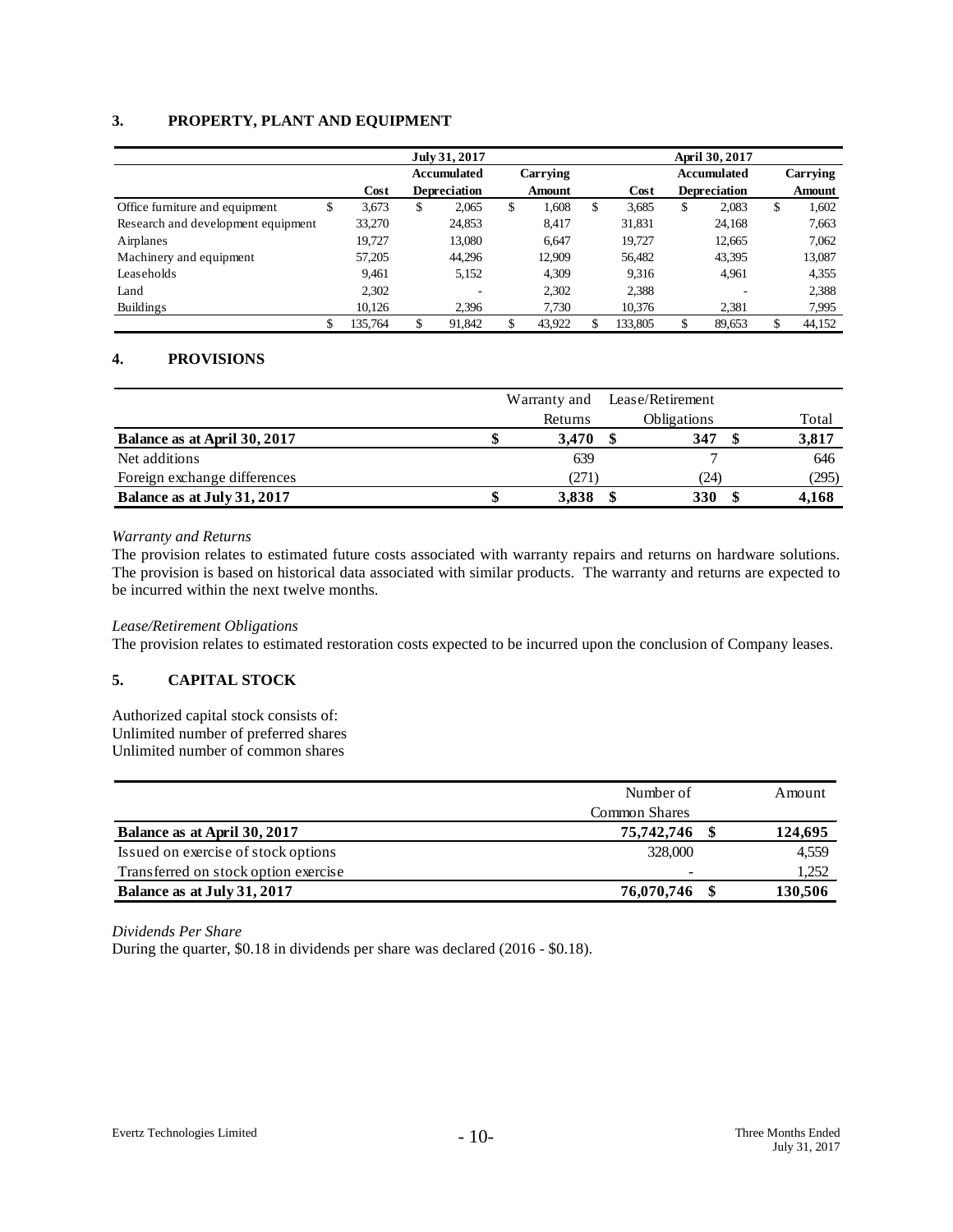## 3. PROPERTY, PLANT AND EQUIPMENT

| | July 31, 2017 | | | April 30, 2017 | | |
|---|---|---|---|---|---|---|
| | Cost | Accumulated Depreciation | Carrying Amount | Cost | Accumulated Depreciation | Carrying Amount |
| Office furniture and equipment | $ 3,673 | $ 2,065 | $ 1,608 | $ 3,685 | $ 2,083 | $ 1,602 |
| Research and development equipment | 33,270 | 24,853 | 8,417 | 31,831 | 24,168 | 7,663 |
| Airplanes | 19,727 | 13,080 | 6,647 | 19,727 | 12,665 | 7,062 |
| Machinery and equipment | 57,205 | 44,296 | 12,909 | 56,482 | 43,395 | 13,087 |
| Leaseholds | 9,461 | 5,152 | 4,309 | 9,316 | 4,961 | 4,355 |
| Land | 2,302 | - | 2,302 | 2,388 | - | 2,388 |
| Buildings | 10,126 | 2,396 | 7,730 | 10,376 | 2,381 | 7,995 |
| | $ 135,764 | $ 91,842 | $ 43,922 | $ 133,805 | $ 89,653 | $ 44,152 |

## 4. PROVISIONS

| | Warranty and Returns | Lease/Retirement Obligations | Total |
|---|---|---|---|
| **Balance as at April 30, 2017** | **$ 3,470** | **$ 347** | **$ 3,817** |
| Net additions | 639 | 7 | 646 |
| Foreign exchange differences | (271) | (24) | (295) |
| **Balance as at July 31, 2017** | **$ 3,838** | **$ 330** | **$ 4,168** |

*Warranty and Returns*
The provision relates to estimated future costs associated with warranty repairs and returns on hardware solutions. The provision is based on historical data associated with similar products. The warranty and returns are expected to be incurred within the next twelve months.

*Lease/Retirement Obligations*
The provision relates to estimated restoration costs expected to be incurred upon the conclusion of Company leases.

## 5. CAPITAL STOCK

Authorized capital stock consists of:
Unlimited number of preferred shares
Unlimited number of common shares

| | Number of Common Shares | Amount |
|---|---|---|
| **Balance as at April 30, 2017** | **75,742,746** | **$ 124,695** |
| Issued on exercise of stock options | 328,000 | 4,559 |
| Transferred on stock option exercise | - | 1,252 |
| **Balance as at July 31, 2017** | **76,070,746** | **$ 130,506** |

*Dividends Per Share*
During the quarter, $0.18 in dividends per share was declared (2016 - $0.18).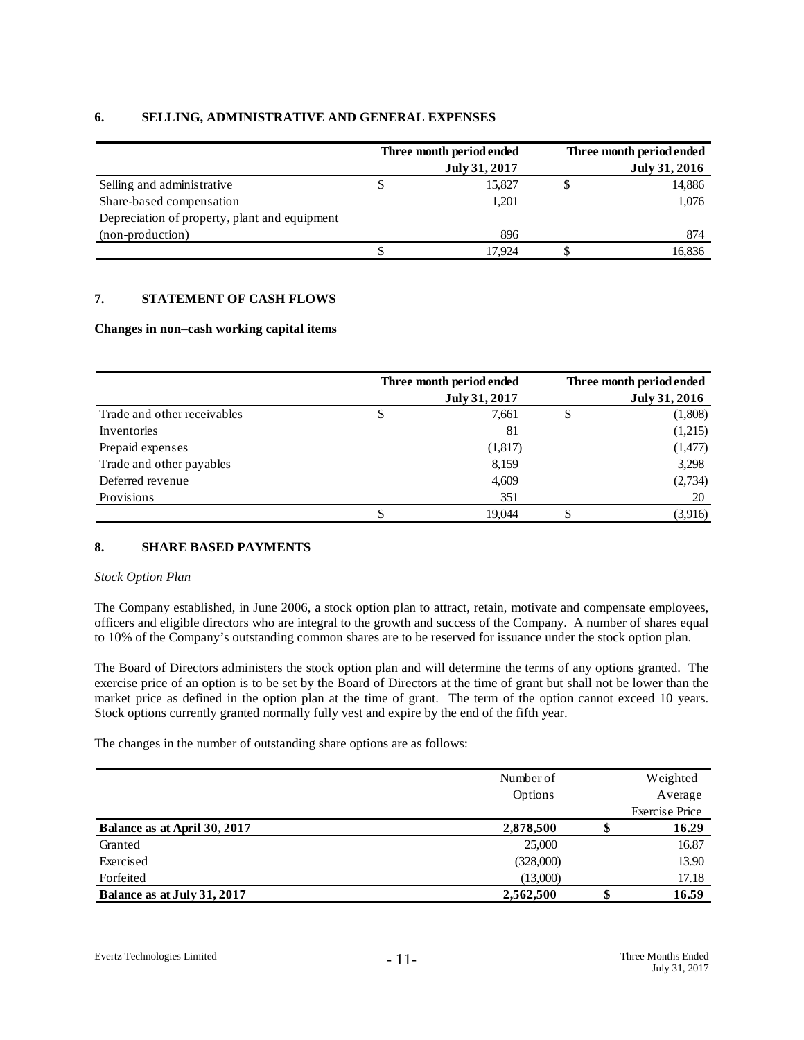## 6. SELLING, ADMINISTRATIVE AND GENERAL EXPENSES

| | Three month period ended July 31, 2017 | Three month period ended July 31, 2016 |
|---|---|---|
| Selling and administrative | $ 15,827 | $ 14,886 |
| Share-based compensation | 1,201 | 1,076 |
| Depreciation of property, plant and equipment (non-production) | 896 | 874 |
| | $ 17,924 | $ 16,836 |

## 7. STATEMENT OF CASH FLOWS

**Changes in non–cash working capital items**

| | Three month period ended July 31, 2017 | Three month period ended July 31, 2016 |
|---|---|---|
| Trade and other receivables | $ 7,661 | $ (1,808) |
| Inventories | 81 | (1,215) |
| Prepaid expenses | (1,817) | (1,477) |
| Trade and other payables | 8,159 | 3,298 |
| Deferred revenue | 4,609 | (2,734) |
| Provisions | 351 | 20 |
| | $ 19,044 | $ (3,916) |

## 8. SHARE BASED PAYMENTS

*Stock Option Plan*

The Company established, in June 2006, a stock option plan to attract, retain, motivate and compensate employees, officers and eligible directors who are integral to the growth and success of the Company. A number of shares equal to 10% of the Company's outstanding common shares are to be reserved for issuance under the stock option plan.

The Board of Directors administers the stock option plan and will determine the terms of any options granted. The exercise price of an option is to be set by the Board of Directors at the time of grant but shall not be lower than the market price as defined in the option plan at the time of grant. The term of the option cannot exceed 10 years. Stock options currently granted normally fully vest and expire by the end of the fifth year.

The changes in the number of outstanding share options are as follows:

| | Number of Options | Weighted Average Exercise Price |
|---|---|---|
| **Balance as at April 30, 2017** | **2,878,500** | **$ 16.29** |
| Granted | 25,000 | 16.87 |
| Exercised | (328,000) | 13.90 |
| Forfeited | (13,000) | 17.18 |
| **Balance as at July 31, 2017** | **2,562,500** | **$ 16.59** |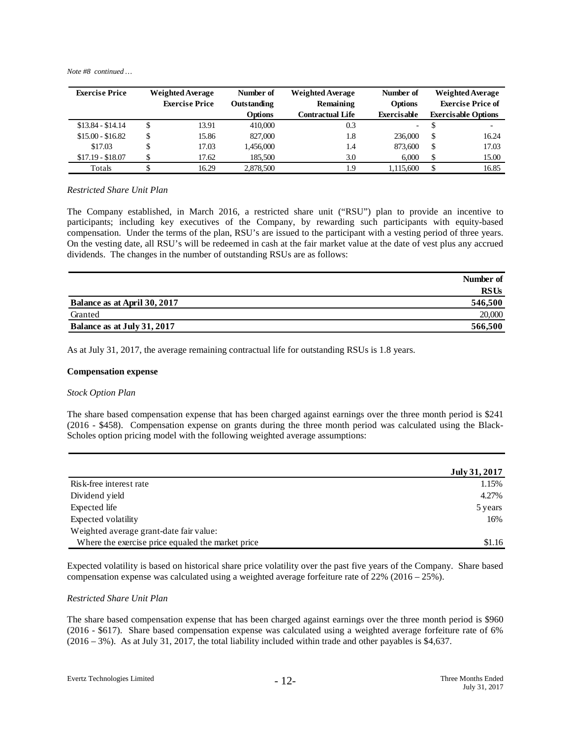*Note #8 continued …*

| Exercise Price | Weighted Average Exercise Price | Number of Outstanding Options | Weighted Average Remaining Contractual Life | Number of Options Exercisable | Weighted Average Exercise Price of Exercisable Options |
|---|---|---|---|---|---|
| $13.84 - $14.14 | $ 13.91 | 410,000 | 0.3 | - | $ - |
| $15.00 - $16.82 | $ 15.86 | 827,000 | 1.8 | 236,000 | $ 16.24 |
| $17.03 | $ 17.03 | 1,456,000 | 1.4 | 873,600 | $ 17.03 |
| $17.19 - $18.07 | $ 17.62 | 185,500 | 3.0 | 6,000 | $ 15.00 |
| Totals | $ 16.29 | 2,878,500 | 1.9 | 1,115,600 | $ 16.85 |

*Restricted Share Unit Plan*

The Company established, in March 2016, a restricted share unit ("RSU") plan to provide an incentive to participants; including key executives of the Company, by rewarding such participants with equity-based compensation. Under the terms of the plan, RSU's are issued to the participant with a vesting period of three years. On the vesting date, all RSU's will be redeemed in cash at the fair market value at the date of vest plus any accrued dividends. The changes in the number of outstanding RSUs are as follows:

| | Number of RSUs |
|---|---|
| **Balance as at April 30, 2017** | **546,500** |
| Granted | 20,000 |
| **Balance as at July 31, 2017** | **566,500** |

As at July 31, 2017, the average remaining contractual life for outstanding RSUs is 1.8 years.

**Compensation expense**

*Stock Option Plan*

The share based compensation expense that has been charged against earnings over the three month period is $241 (2016 - $458). Compensation expense on grants during the three month period was calculated using the Black-Scholes option pricing model with the following weighted average assumptions:

| | July 31, 2017 |
|---|---|
| Risk-free interest rate | 1.15% |
| Dividend yield | 4.27% |
| Expected life | 5 years |
| Expected volatility | 16% |
| Weighted average grant-date fair value: | |
| Where the exercise price equaled the market price | $1.16 |

Expected volatility is based on historical share price volatility over the past five years of the Company. Share based compensation expense was calculated using a weighted average forfeiture rate of 22% (2016 – 25%).

*Restricted Share Unit Plan*

The share based compensation expense that has been charged against earnings over the three month period is $960 (2016 - $617). Share based compensation expense was calculated using a weighted average forfeiture rate of 6% (2016 – 3%). As at July 31, 2017, the total liability included within trade and other payables is $4,637.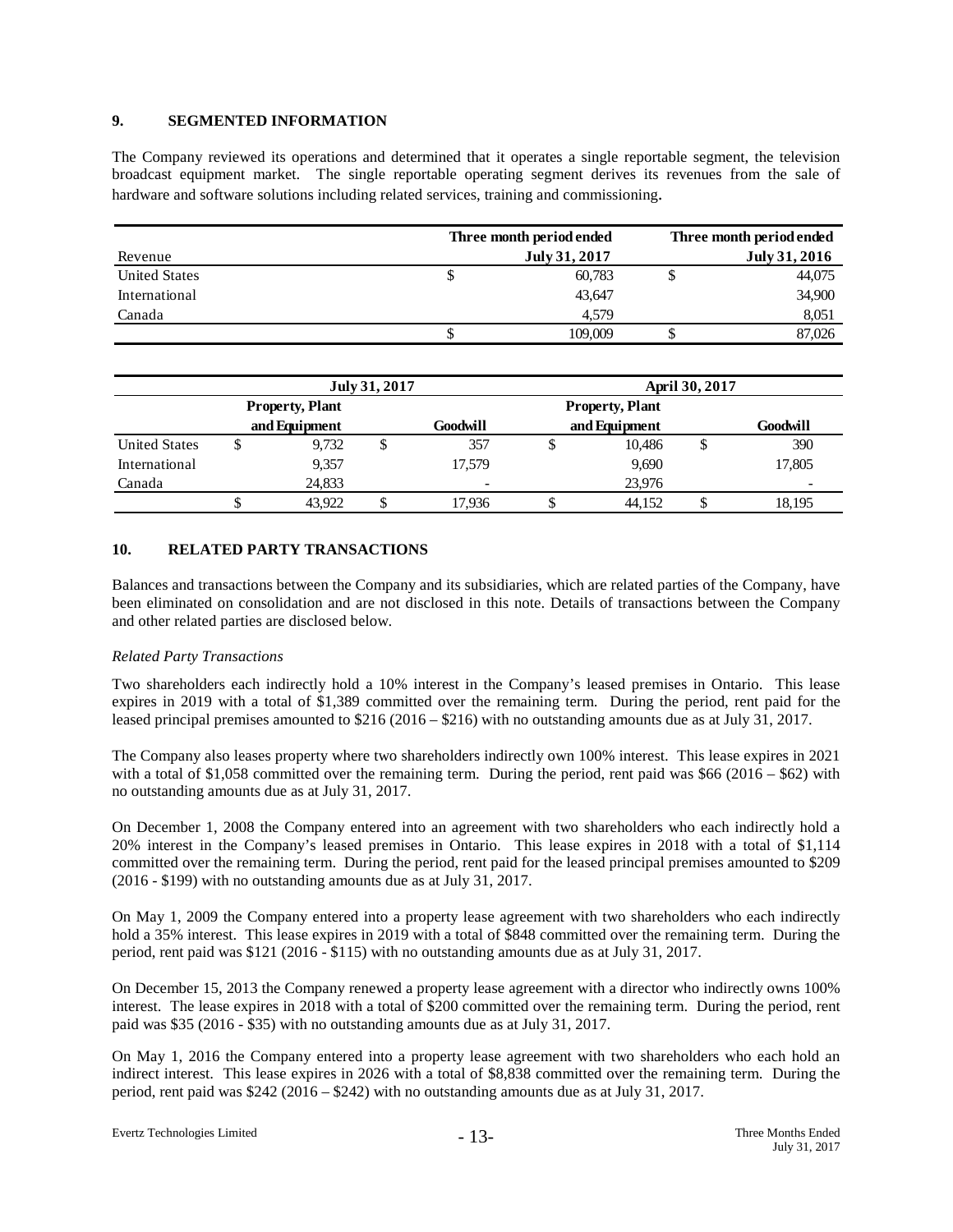## 9. SEGMENTED INFORMATION

The Company reviewed its operations and determined that it operates a single reportable segment, the television broadcast equipment market. The single reportable operating segment derives its revenues from the sale of hardware and software solutions including related services, training and commissioning.

| Revenue | Three month period ended July 31, 2017 | Three month period ended July 31, 2016 |
|---|---|---|
| United States | $ 60,783 | $ 44,075 |
| International | 43,647 | 34,900 |
| Canada | 4,579 | 8,051 |
| | $ 109,009 | $ 87,026 |

| | July 31, 2017 | | April 30, 2017 | |
|---|---|---|---|---|
| | Property, Plant and Equipment | Goodwill | Property, Plant and Equipment | Goodwill |
| United States | $ 9,732 | $ 357 | $ 10,486 | $ 390 |
| International | 9,357 | 17,579 | 9,690 | 17,805 |
| Canada | 24,833 | - | 23,976 | - |
| | $ 43,922 | $ 17,936 | $ 44,152 | $ 18,195 |

## 10. RELATED PARTY TRANSACTIONS

Balances and transactions between the Company and its subsidiaries, which are related parties of the Company, have been eliminated on consolidation and are not disclosed in this note. Details of transactions between the Company and other related parties are disclosed below.

*Related Party Transactions*

Two shareholders each indirectly hold a 10% interest in the Company's leased premises in Ontario. This lease expires in 2019 with a total of $1,389 committed over the remaining term. During the period, rent paid for the leased principal premises amounted to $216 (2016 – $216) with no outstanding amounts due as at July 31, 2017.

The Company also leases property where two shareholders indirectly own 100% interest. This lease expires in 2021 with a total of $1,058 committed over the remaining term. During the period, rent paid was $66 (2016 – $62) with no outstanding amounts due as at July 31, 2017.

On December 1, 2008 the Company entered into an agreement with two shareholders who each indirectly hold a 20% interest in the Company's leased premises in Ontario. This lease expires in 2018 with a total of $1,114 committed over the remaining term. During the period, rent paid for the leased principal premises amounted to $209 (2016 - $199) with no outstanding amounts due as at July 31, 2017.

On May 1, 2009 the Company entered into a property lease agreement with two shareholders who each indirectly hold a 35% interest. This lease expires in 2019 with a total of $848 committed over the remaining term. During the period, rent paid was $121 (2016 - $115) with no outstanding amounts due as at July 31, 2017.

On December 15, 2013 the Company renewed a property lease agreement with a director who indirectly owns 100% interest. The lease expires in 2018 with a total of $200 committed over the remaining term. During the period, rent paid was $35 (2016 - $35) with no outstanding amounts due as at July 31, 2017.

On May 1, 2016 the Company entered into a property lease agreement with two shareholders who each hold an indirect interest. This lease expires in 2026 with a total of $8,838 committed over the remaining term. During the period, rent paid was $242 (2016 – $242) with no outstanding amounts due as at July 31, 2017.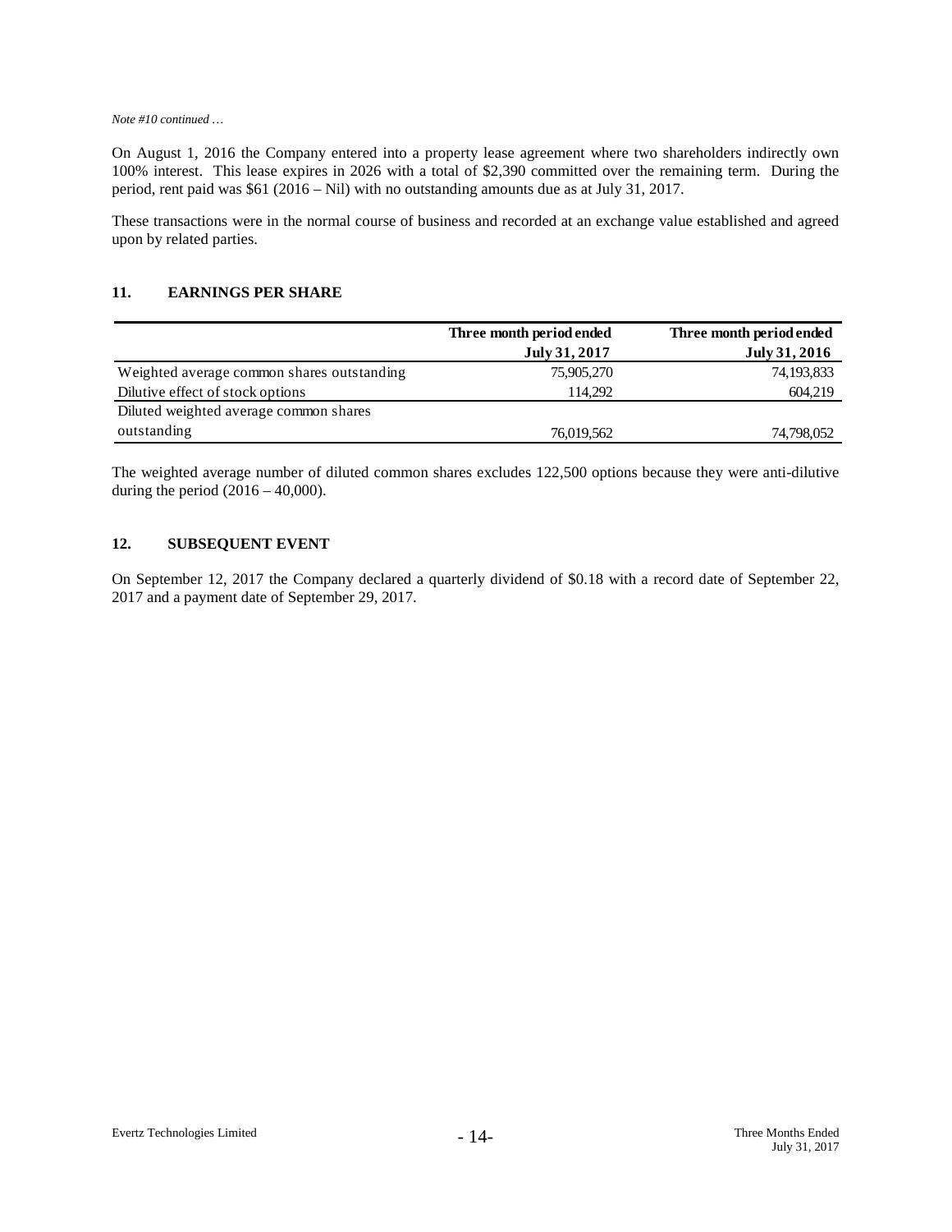*Note #10 continued …*

On August 1, 2016 the Company entered into a property lease agreement where two shareholders indirectly own 100% interest. This lease expires in 2026 with a total of $2,390 committed over the remaining term. During the period, rent paid was $61 (2016 – Nil) with no outstanding amounts due as at July 31, 2017.

These transactions were in the normal course of business and recorded at an exchange value established and agreed upon by related parties.

## 11. EARNINGS PER SHARE

| | Three month period ended July 31, 2017 | Three month period ended July 31, 2016 |
|---|---|---|
| Weighted average common shares outstanding | 75,905,270 | 74,193,833 |
| Dilutive effect of stock options | 114,292 | 604,219 |
| Diluted weighted average common shares outstanding | 76,019,562 | 74,798,052 |

The weighted average number of diluted common shares excludes 122,500 options because they were anti-dilutive during the period (2016 – 40,000).

## 12. SUBSEQUENT EVENT

On September 12, 2017 the Company declared a quarterly dividend of $0.18 with a record date of September 22, 2017 and a payment date of September 29, 2017.